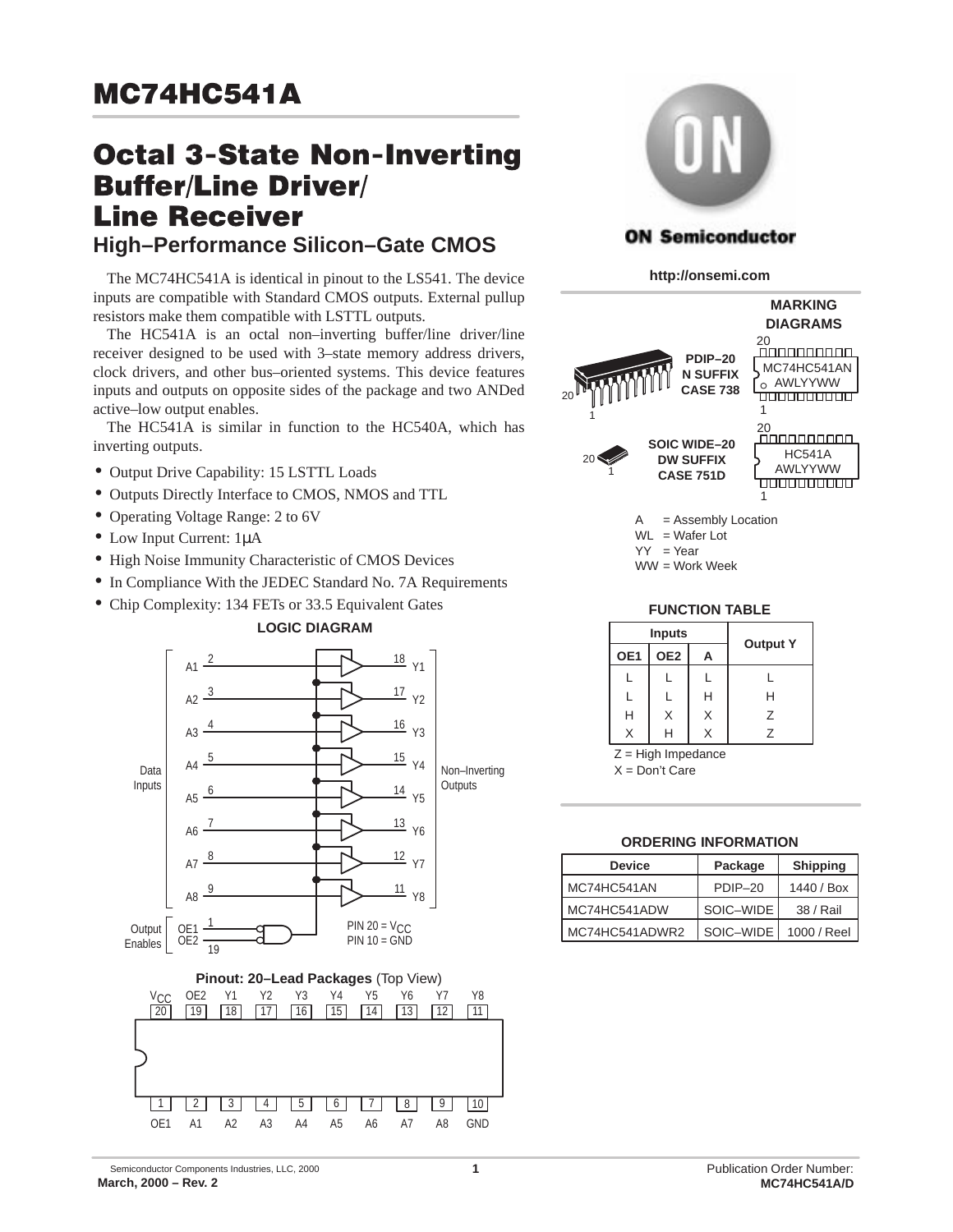# MC74HC541A

# Octal 3-State Non-Inverting Buffer/Line Driver/ Line Receiver

## High–Performance Silicon–Gate CMOS

The MC74HC541A is identical in pinout to the LS541. The device inputs are compatible with Standard CMOS outputs. External pullup resistors make them compatible with LSTTL outputs.

The HC541A is an octal non–inverting buffer/line driver/line receiver designed to be used with 3–state memory address drivers, clock drivers, and other bus–oriented systems. This device features inputs and outputs on opposite sides of the package and two ANDed active–low output enables.

The HC541A is similar in function to the HC540A, which has inverting outputs.

- Output Drive Capability: 15 LSTTL Loads
- Outputs Directly Interface to CMOS, NMOS and TTL
- Operating Voltage Range: 2 to 6V
- Low Input Current: 1μA
- High Noise Immunity Characteristic of CMOS Devices
- In Compliance With the JEDEC Standard No. 7A Requirements
- Chip Complexity: 134 FETs or 33.5 Equivalent Gates

ON Semiconductor

http://onsemi.com

### MARKING DIAGRAMS

PDIP–20 N SUFFIX CASE 738 — MC74HC541AN AWLYYWW

SOIC WIDE–20 DW SUFFIX CASE 751D — HC541A AWLYYWW

A = Assembly Location
WL = Wafer Lot
YY = Year
WW = Work Week

### LOGIC DIAGRAM

Data Inputs: A1 (2), A2 (3), A3 (4), A4 (5), A5 (6), A6 (7), A7 (8), A8 (9)

Non–Inverting Outputs: Y1 (18), Y2 (17), Y3 (16), Y4 (15), Y5 (14), Y6 (13), Y7 (12), Y8 (11)

Output Enables: OE1 (1), OE2 (19)

PIN 20 = $V_{CC}$
PIN 10 = GND

### FUNCTION TABLE

| Inputs | | | Output Y |
|---|---|---|---|
| OE1 | OE2 | A | |
| L | L | L | L |
| L | L | H | H |
| H | X | X | Z |
| X | H | X | Z |

Z = High Impedance
X = Don't Care

### ORDERING INFORMATION

| Device | Package | Shipping |
|---|---|---|
| MC74HC541AN | PDIP–20 | 1440 / Box |
| MC74HC541ADW | SOIC–WIDE | 38 / Rail |
| MC74HC541ADWR2 | SOIC–WIDE | 1000 / Reel |

### Pinout: 20–Lead Packages (Top View)

| $V_{CC}$ | OE2 | Y1 | Y2 | Y3 | Y4 | Y5 | Y6 | Y7 | Y8 |
|---|---|---|---|---|---|---|---|---|---|
| 20 | 19 | 18 | 17 | 16 | 15 | 14 | 13 | 12 | 11 |
| 1 | 2 | 3 | 4 | 5 | 6 | 7 | 8 | 9 | 10 |
| OE1 | A1 | A2 | A3 | A4 | A5 | A6 | A7 | A8 | GND |

Semiconductor Components Industries, LLC, 2000
March, 2000 – Rev. 2

Publication Order Number:
MC74HC541A/D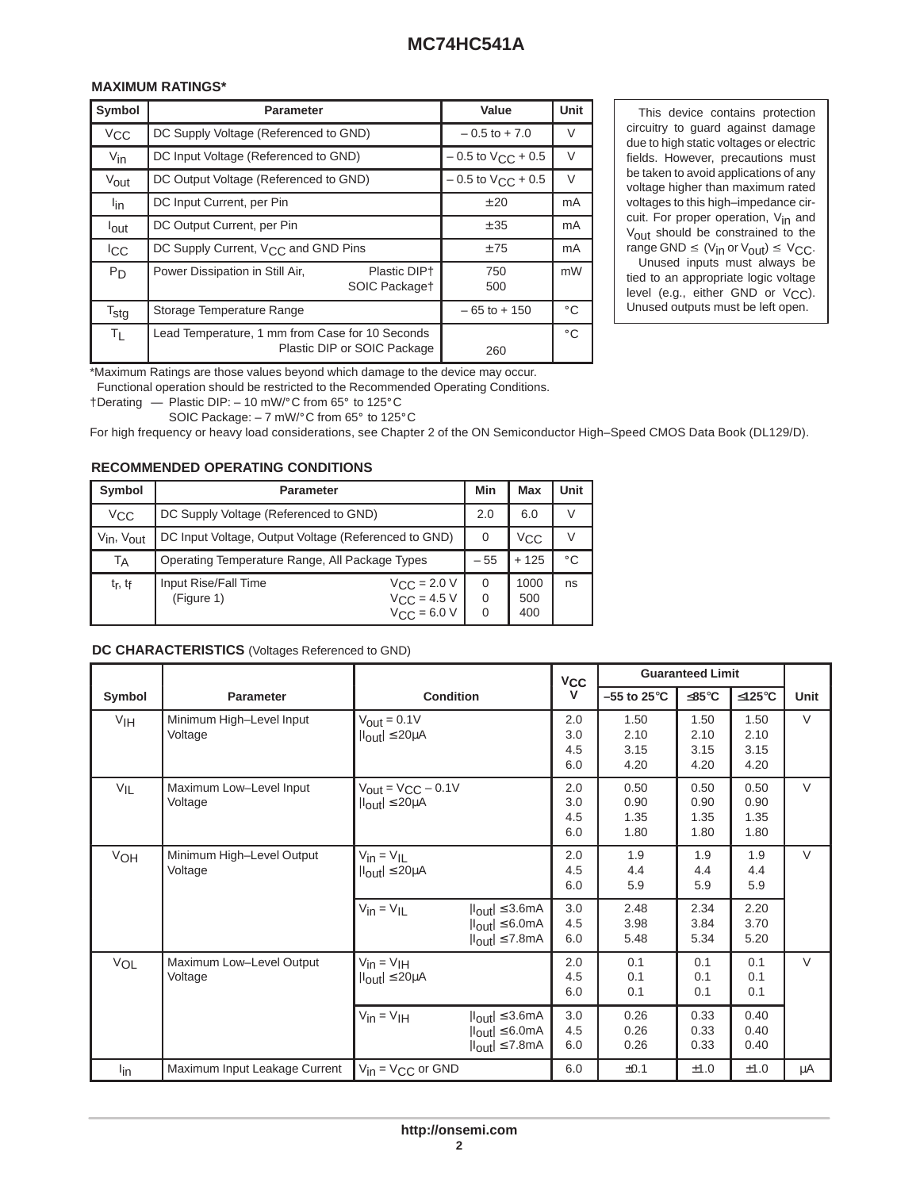### MAXIMUM RATINGS*

| Symbol | Parameter | Value | Unit |
|---|---|---|---|
| $V_{CC}$ | DC Supply Voltage (Referenced to GND) | – 0.5 to + 7.0 | V |
| $V_{in}$ | DC Input Voltage (Referenced to GND) | – 0.5 to $V_{CC}$ + 0.5 | V |
| $V_{out}$ | DC Output Voltage (Referenced to GND) | – 0.5 to $V_{CC}$ + 0.5 | V |
| $I_{in}$ | DC Input Current, per Pin | ± 20 | mA |
| $I_{out}$ | DC Output Current, per Pin | ± 35 | mA |
| $I_{CC}$ | DC Supply Current, $V_{CC}$ and GND Pins | ± 75 | mA |
| $P_D$ | Power Dissipation in Still Air, Plastic DIP† / SOIC Package† | 750 / 500 | mW |
| $T_{stg}$ | Storage Temperature Range | – 65 to + 150 | °C |
| $T_L$ | Lead Temperature, 1 mm from Case for 10 Seconds Plastic DIP or SOIC Package | 260 | °C |

*Maximum Ratings are those values beyond which damage to the device may occur.
Functional operation should be restricted to the Recommended Operating Conditions.

†Derating — Plastic DIP: – 10 mW/°C from 65° to 125°C
SOIC Package: – 7 mW/°C from 65° to 125°C

For high frequency or heavy load considerations, see Chapter 2 of the ON Semiconductor High–Speed CMOS Data Book (DL129/D).

This device contains protection circuitry to guard against damage due to high static voltages or electric fields. However, precautions must be taken to avoid applications of any voltage higher than maximum rated voltages to this high–impedance circuit. For proper operation, $V_{in}$ and $V_{out}$ should be constrained to the range GND ≤ ($V_{in}$ or $V_{out}$) ≤ $V_{CC}$.

Unused inputs must always be tied to an appropriate logic voltage level (e.g., either GND or $V_{CC}$). Unused outputs must be left open.

### RECOMMENDED OPERATING CONDITIONS

| Symbol | Parameter | | Min | Max | Unit |
|---|---|---|---|---|---|
| $V_{CC}$ | DC Supply Voltage (Referenced to GND) | | 2.0 | 6.0 | V |
| $V_{in}$, $V_{out}$ | DC Input Voltage, Output Voltage (Referenced to GND) | | 0 | $V_{CC}$ | V |
| $T_A$ | Operating Temperature Range, All Package Types | | – 55 | + 125 | °C |
| $t_r$, $t_f$ | Input Rise/Fall Time (Figure 1) | $V_{CC}$ = 2.0 V | 0 | 1000 | ns |
| | | $V_{CC}$ = 4.5 V | 0 | 500 | |
| | | $V_{CC}$ = 6.0 V | 0 | 400 | |

### DC CHARACTERISTICS (Voltages Referenced to GND)

| Symbol | Parameter | Condition | $V_{CC}$ V | Guaranteed Limit –55 to 25°C | ≤85°C | ≤125°C | Unit |
|---|---|---|---|---|---|---|---|
| $V_{IH}$ | Minimum High–Level Input Voltage | $V_{out}$ = 0.1V, $\|I_{out}\|$ ≤ 20μA | 2.0 | 1.50 | 1.50 | 1.50 | V |
| | | | 3.0 | 2.10 | 2.10 | 2.10 | |
| | | | 4.5 | 3.15 | 3.15 | 3.15 | |
| | | | 6.0 | 4.20 | 4.20 | 4.20 | |
| $V_{IL}$ | Maximum Low–Level Input Voltage | $V_{out}$ = $V_{CC}$ – 0.1V, $\|I_{out}\|$ ≤ 20μA | 2.0 | 0.50 | 0.50 | 0.50 | V |
| | | | 3.0 | 0.90 | 0.90 | 0.90 | |
| | | | 4.5 | 1.35 | 1.35 | 1.35 | |
| | | | 6.0 | 1.80 | 1.80 | 1.80 | |
| $V_{OH}$ | Minimum High–Level Output Voltage | $V_{in}$ = $V_{IL}$, $\|I_{out}\|$ ≤ 20μA | 2.0 | 1.9 | 1.9 | 1.9 | V |
| | | | 4.5 | 4.4 | 4.4 | 4.4 | |
| | | | 6.0 | 5.9 | 5.9 | 5.9 | |
| | | $V_{in}$ = $V_{IL}$, $\|I_{out}\|$ ≤ 3.6mA | 3.0 | 2.48 | 2.34 | 2.20 | |
| | | $V_{in}$ = $V_{IL}$, $\|I_{out}\|$ ≤ 6.0mA | 4.5 | 3.98 | 3.84 | 3.70 | |
| | | $V_{in}$ = $V_{IL}$, $\|I_{out}\|$ ≤ 7.8mA | 6.0 | 5.48 | 5.34 | 5.20 | |
| $V_{OL}$ | Maximum Low–Level Output Voltage | $V_{in}$ = $V_{IH}$, $\|I_{out}\|$ ≤ 20μA | 2.0 | 0.1 | 0.1 | 0.1 | V |
| | | | 4.5 | 0.1 | 0.1 | 0.1 | |
| | | | 6.0 | 0.1 | 0.1 | 0.1 | |
| | | $V_{in}$ = $V_{IH}$, $\|I_{out}\|$ ≤ 3.6mA | 3.0 | 0.26 | 0.33 | 0.40 | |
| | | $V_{in}$ = $V_{IH}$, $\|I_{out}\|$ ≤ 6.0mA | 4.5 | 0.26 | 0.33 | 0.40 | |
| | | $V_{in}$ = $V_{IH}$, $\|I_{out}\|$ ≤ 7.8mA | 6.0 | 0.26 | 0.33 | 0.40 | |
| $I_{in}$ | Maximum Input Leakage Current | $V_{in}$ = $V_{CC}$ or GND | 6.0 | ±0.1 | ±1.0 | ±1.0 | μA |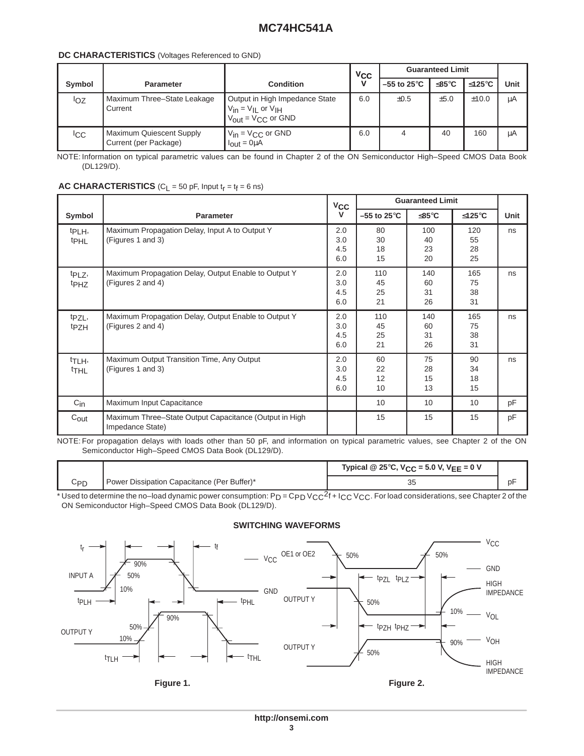## DC CHARACTERISTICS (Voltages Referenced to GND)

| Symbol | Parameter | Condition | $V_{CC}$ V | Guaranteed Limit | | | Unit |
|---|---|---|---|---|---|---|---|
| | | | | –55 to 25°C | ≤85°C | ≤125°C | |
| $I_{OZ}$ | Maximum Three–State Leakage Current | Output in High Impedance State $V_{in} = V_{IL}$ or $V_{IH}$ $V_{out} = V_{CC}$ or GND | 6.0 | ±0.5 | ±5.0 | ±10.0 | µA |
| $I_{CC}$ | Maximum Quiescent Supply Current (per Package) | $V_{in} = V_{CC}$ or GND $I_{out} = 0µA$ | 6.0 | 4 | 40 | 160 | µA |

NOTE: Information on typical parametric values can be found in Chapter 2 of the ON Semiconductor High–Speed CMOS Data Book (DL129/D).

## AC CHARACTERISTICS ($C_L$ = 50 pF, Input $t_r = t_f$ = 6 ns)

| Symbol | Parameter | $V_{CC}$ V | Guaranteed Limit | | | Unit |
|---|---|---|---|---|---|---|
| | | | –55 to 25°C | ≤85°C | ≤125°C | |
| $t_{PLH}$, $t_{PHL}$ | Maximum Propagation Delay, Input A to Output Y (Figures 1 and 3) | 2.0<br>3.0<br>4.5<br>6.0 | 80<br>30<br>18<br>15 | 100<br>40<br>23<br>20 | 120<br>55<br>28<br>25 | ns |
| $t_{PLZ}$, $t_{PHZ}$ | Maximum Propagation Delay, Output Enable to Output Y (Figures 2 and 4) | 2.0<br>3.0<br>4.5<br>6.0 | 110<br>45<br>25<br>21 | 140<br>60<br>31<br>26 | 165<br>75<br>38<br>31 | ns |
| $t_{PZL}$, $t_{PZH}$ | Maximum Propagation Delay, Output Enable to Output Y (Figures 2 and 4) | 2.0<br>3.0<br>4.5<br>6.0 | 110<br>45<br>25<br>21 | 140<br>60<br>31<br>26 | 165<br>75<br>38<br>31 | ns |
| $t_{TLH}$, $t_{THL}$ | Maximum Output Transition Time, Any Output (Figures 1 and 3) | 2.0<br>3.0<br>4.5<br>6.0 | 60<br>22<br>12<br>10 | 75<br>28<br>15<br>13 | 90<br>34<br>18<br>15 | ns |
| $C_{in}$ | Maximum Input Capacitance | | 10 | 10 | 10 | pF |
| $C_{out}$ | Maximum Three–State Output Capacitance (Output in High Impedance State) | | 15 | 15 | 15 | pF |

NOTE: For propagation delays with loads other than 50 pF, and information on typical parametric values, see Chapter 2 of the ON Semiconductor High–Speed CMOS Data Book (DL129/D).

| | | Typical @ 25°C, $V_{CC}$ = 5.0 V, $V_{EE}$ = 0 V | |
|---|---|---|---|
| $C_{PD}$ | Power Dissipation Capacitance (Per Buffer)* | 35 | pF |

* Used to determine the no–load dynamic power consumption: $P_D = C_{PD} V_{CC}{}^2 f + I_{CC} V_{CC}$. For load considerations, see Chapter 2 of the ON Semiconductor High–Speed CMOS Data Book (DL129/D).

### SWITCHING WAVEFORMS

Figure 1.

Figure 2.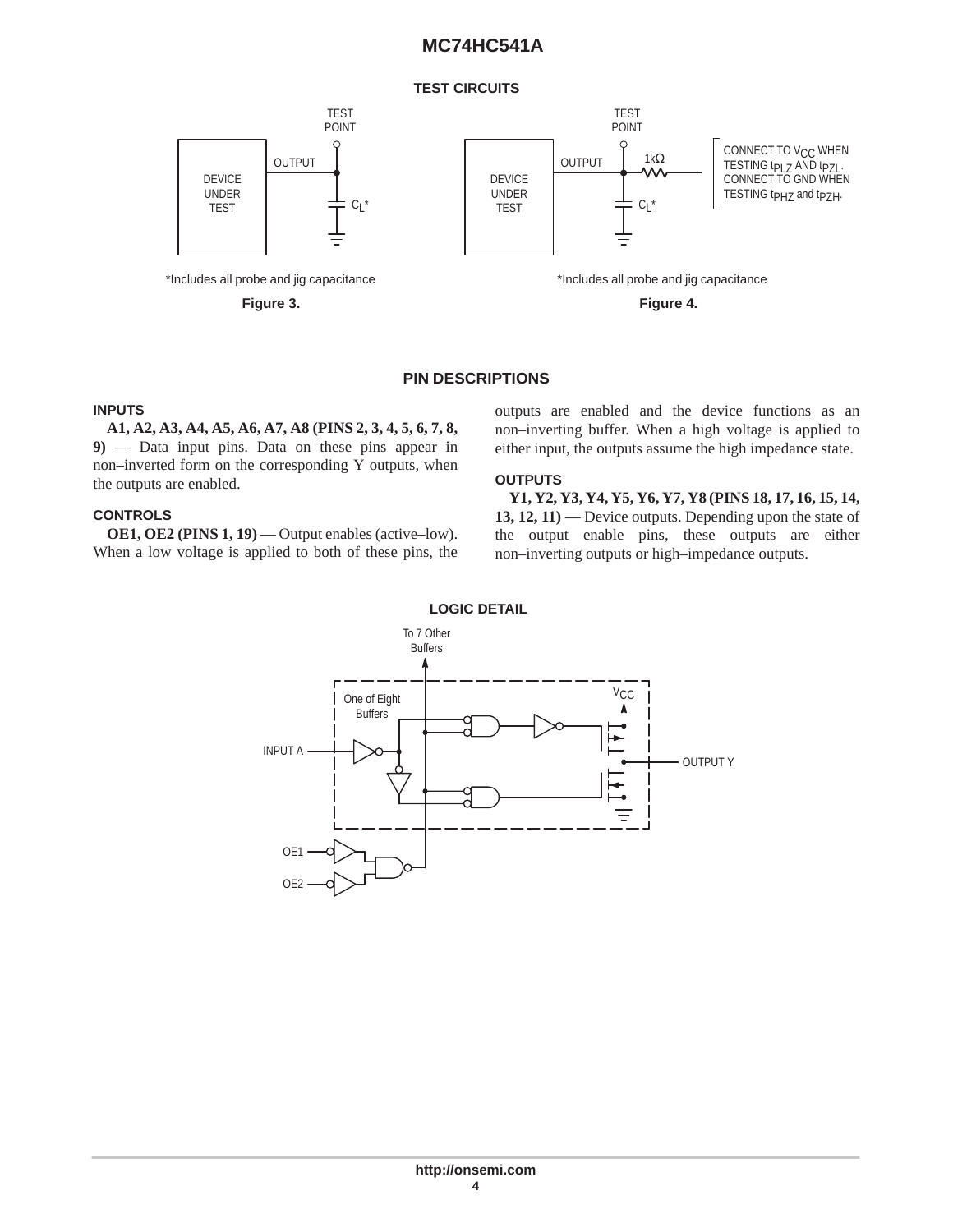## TEST CIRCUITS

*Includes all probe and jig capacitance

**Figure 3.**

CONNECT TO $V_{CC}$ WHEN TESTING $t_{PLZ}$ AND $t_{PZL}$. CONNECT TO GND WHEN TESTING $t_{PHZ}$ and $t_{PZH}$.

*Includes all probe and jig capacitance

**Figure 4.**

## PIN DESCRIPTIONS

### INPUTS

**A1, A2, A3, A4, A5, A6, A7, A8 (PINS 2, 3, 4, 5, 6, 7, 8, 9)** — Data input pins. Data on these pins appear in non–inverted form on the corresponding Y outputs, when the outputs are enabled.

### CONTROLS

**OE1, OE2 (PINS 1, 19)** — Output enables (active–low). When a low voltage is applied to both of these pins, the outputs are enabled and the device functions as an non–inverting buffer. When a high voltage is applied to either input, the outputs assume the high impedance state.

### OUTPUTS

**Y1, Y2, Y3, Y4, Y5, Y6, Y7, Y8 (PINS 18, 17, 16, 15, 14, 13, 12, 11)** — Device outputs. Depending upon the state of the output enable pins, these outputs are either non–inverting outputs or high–impedance outputs.

## LOGIC DETAIL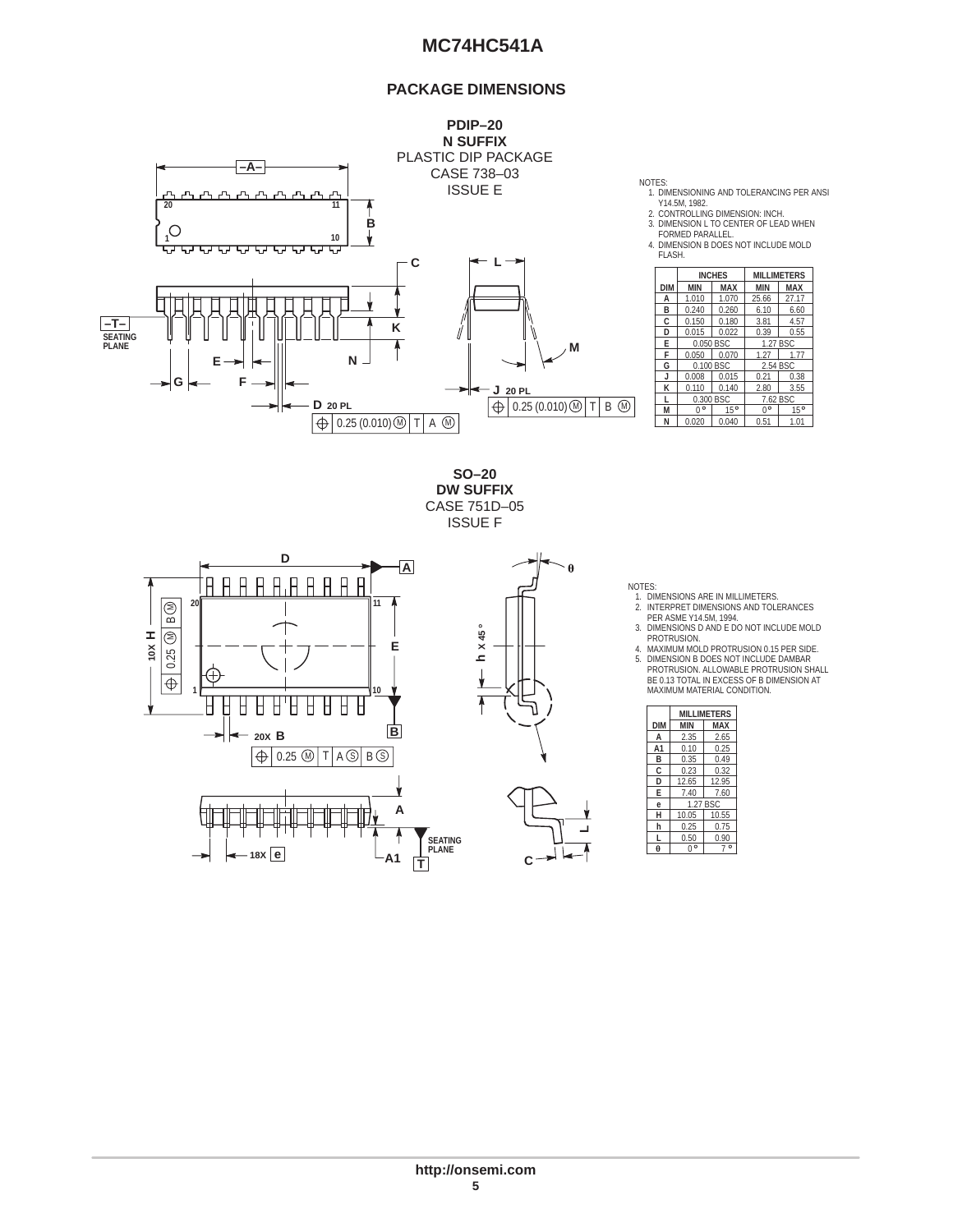## PACKAGE DIMENSIONS

**PDIP–20**
**N SUFFIX**
PLASTIC DIP PACKAGE
CASE 738–03
ISSUE E

NOTES:
1. DIMENSIONING AND TOLERANCING PER ANSI Y14.5M, 1982.
2. CONTROLLING DIMENSION: INCH.
3. DIMENSION L TO CENTER OF LEAD WHEN FORMED PARALLEL.
4. DIMENSION B DOES NOT INCLUDE MOLD FLASH.

| DIM | INCHES | | MILLIMETERS | |
|---|---|---|---|---|
| | MIN | MAX | MIN | MAX |
| A | 1.010 | 1.070 | 25.66 | 27.17 |
| B | 0.240 | 0.260 | 6.10 | 6.60 |
| C | 0.150 | 0.180 | 3.81 | 4.57 |
| D | 0.015 | 0.022 | 0.39 | 0.55 |
| E | 0.050 BSC | | 1.27 BSC | |
| F | 0.050 | 0.070 | 1.27 | 1.77 |
| G | 0.100 BSC | | 2.54 BSC | |
| J | 0.008 | 0.015 | 0.21 | 0.38 |
| K | 0.110 | 0.140 | 2.80 | 3.55 |
| L | 0.300 BSC | | 7.62 BSC | |
| M | 0° | 15° | 0° | 15° |
| N | 0.020 | 0.040 | 0.51 | 1.01 |

**SO–20**
**DW SUFFIX**
CASE 751D–05
ISSUE F

NOTES:
1. DIMENSIONS ARE IN MILLIMETERS.
2. INTERPRET DIMENSIONS AND TOLERANCES PER ASME Y14.5M, 1994.
3. DIMENSIONS D AND E DO NOT INCLUDE MOLD PROTRUSION.
4. MAXIMUM MOLD PROTRUSION 0.15 PER SIDE.
5. DIMENSION B DOES NOT INCLUDE DAMBAR PROTRUSION. ALLOWABLE PROTRUSION SHALL BE 0.13 TOTAL IN EXCESS OF B DIMENSION AT MAXIMUM MATERIAL CONDITION.

| DIM | MILLIMETERS | |
|---|---|---|
| | MIN | MAX |
| A | 2.35 | 2.65 |
| A1 | 0.10 | 0.25 |
| B | 0.35 | 0.49 |
| C | 0.23 | 0.32 |
| D | 12.65 | 12.95 |
| E | 7.40 | 7.60 |
| e | 1.27 BSC | |
| H | 10.05 | 10.55 |
| h | 0.25 | 0.75 |
| L | 0.50 | 0.90 |
| θ | 0° | 7° |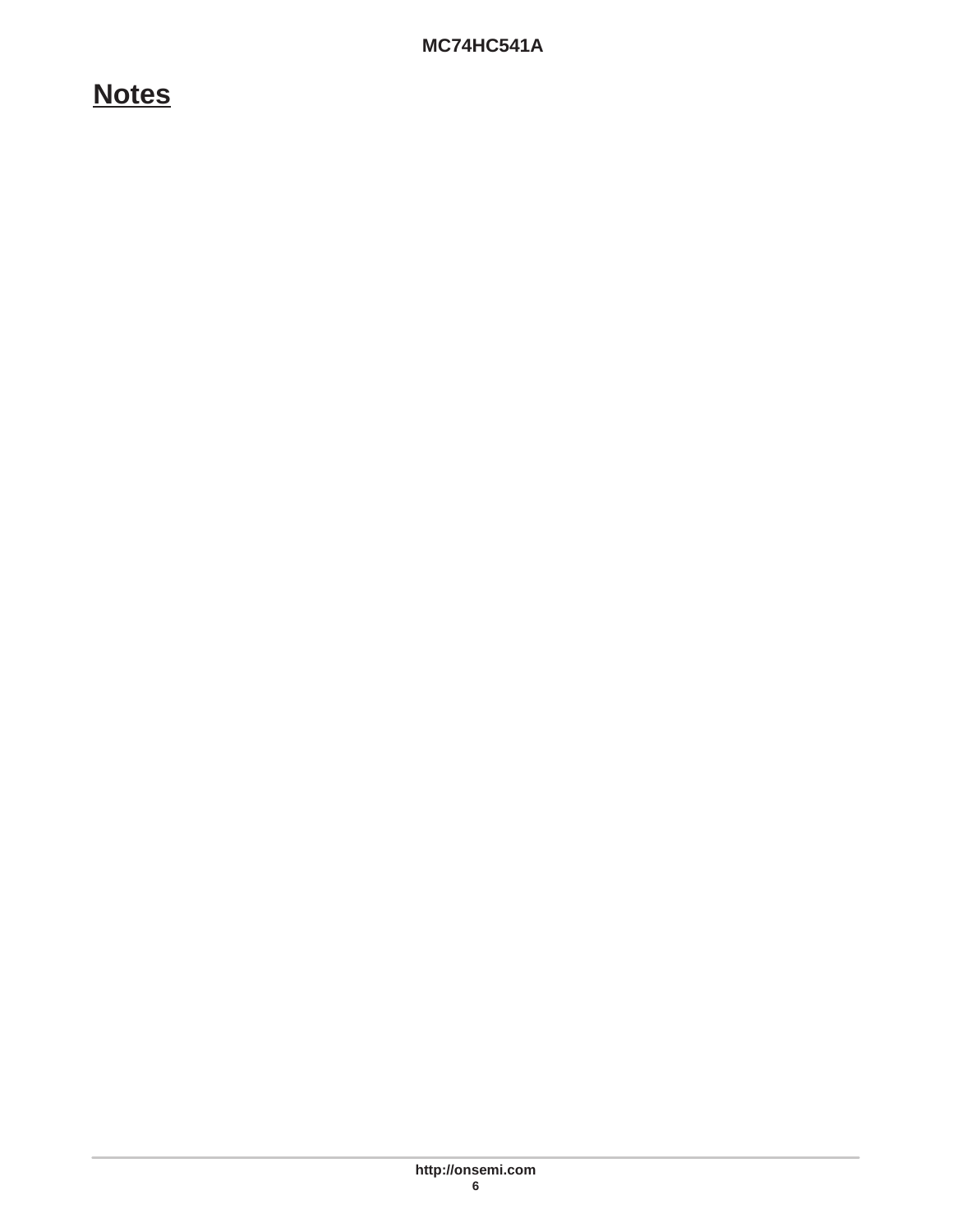## Notes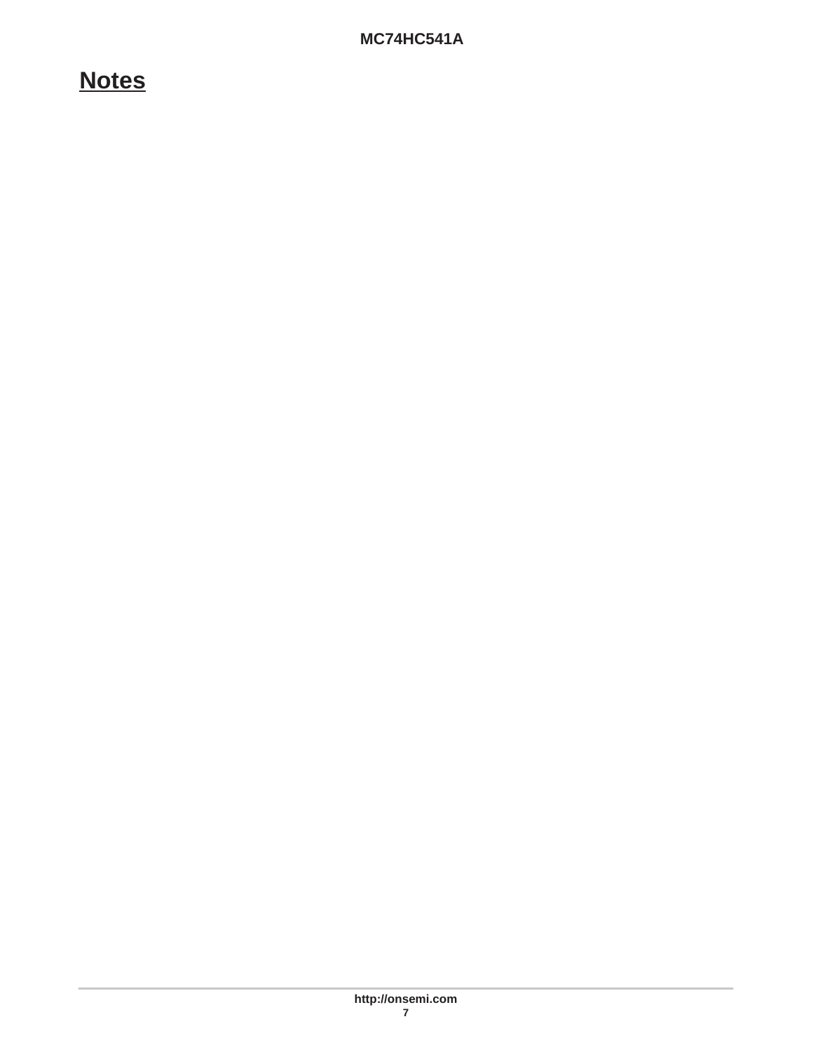# Notes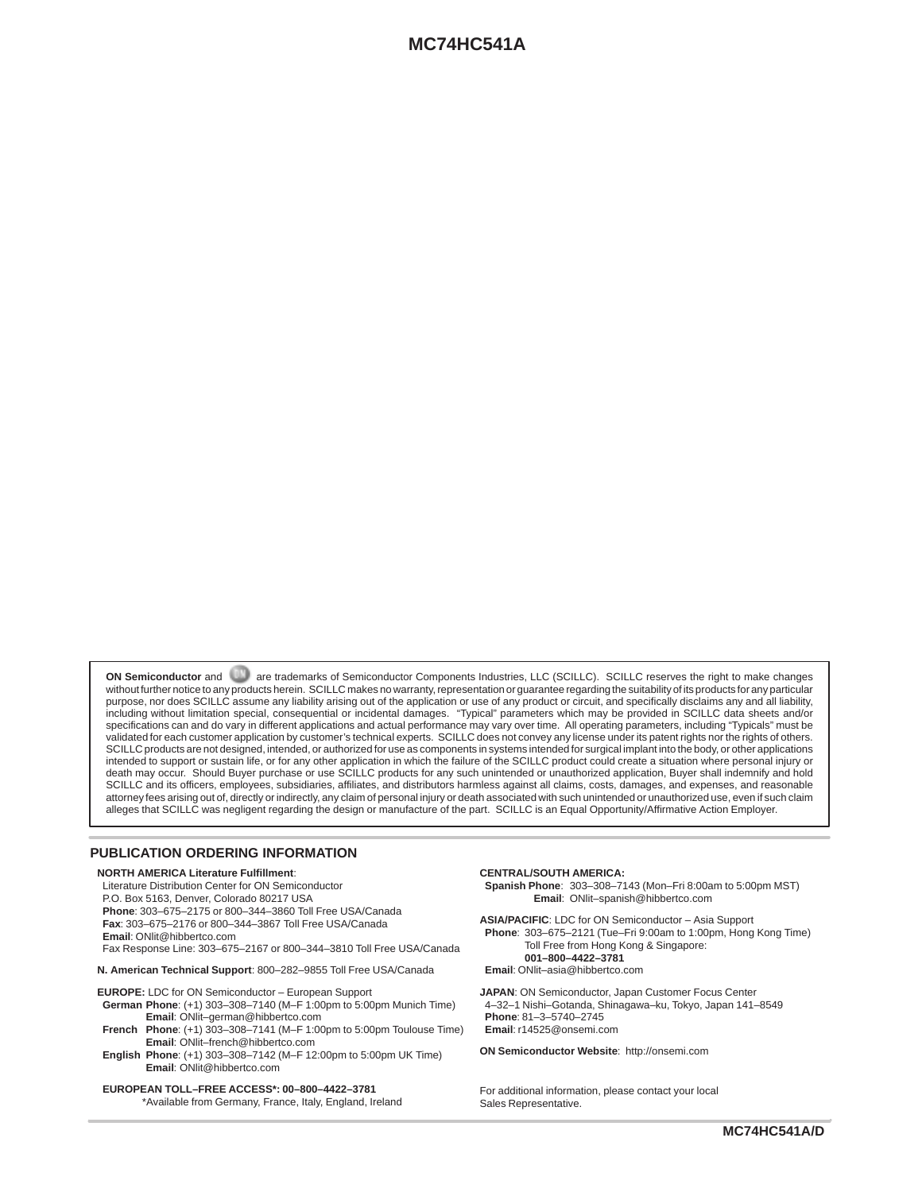**ON Semiconductor** and  are trademarks of Semiconductor Components Industries, LLC (SCILLC). SCILLC reserves the right to make changes without further notice to any products herein. SCILLC makes no warranty, representation or guarantee regarding the suitability of its products for any particular purpose, nor does SCILLC assume any liability arising out of the application or use of any product or circuit, and specifically disclaims any and all liability, including without limitation special, consequential or incidental damages. "Typical" parameters which may be provided in SCILLC data sheets and/or specifications can and do vary in different applications and actual performance may vary over time. All operating parameters, including "Typicals" must be validated for each customer application by customer's technical experts. SCILLC does not convey any license under its patent rights nor the rights of others. SCILLC products are not designed, intended, or authorized for use as components in systems intended for surgical implant into the body, or other applications intended to support or sustain life, or for any other application in which the failure of the SCILLC product could create a situation where personal injury or death may occur. Should Buyer purchase or use SCILLC products for any such unintended or unauthorized application, Buyer shall indemnify and hold SCILLC and its officers, employees, subsidiaries, affiliates, and distributors harmless against all claims, costs, damages, and expenses, and reasonable attorney fees arising out of, directly or indirectly, any claim of personal injury or death associated with such unintended or unauthorized use, even if such claim alleges that SCILLC was negligent regarding the design or manufacture of the part. SCILLC is an Equal Opportunity/Affirmative Action Employer.

## PUBLICATION ORDERING INFORMATION

**NORTH AMERICA Literature Fulfillment**:
Literature Distribution Center for ON Semiconductor
P.O. Box 5163, Denver, Colorado 80217 USA
**Phone**: 303–675–2175 or 800–344–3860 Toll Free USA/Canada
**Fax**: 303–675–2176 or 800–344–3867 Toll Free USA/Canada
**Email**: ONlit@hibbertco.com
Fax Response Line: 303–675–2167 or 800–344–3810 Toll Free USA/Canada

**N. American Technical Support**: 800–282–9855 Toll Free USA/Canada

**EUROPE:** LDC for ON Semiconductor – European Support
**German Phone**: (+1) 303–308–7140 (M–F 1:00pm to 5:00pm Munich Time)
**Email**: ONlit–german@hibbertco.com
**French Phone**: (+1) 303–308–7141 (M–F 1:00pm to 5:00pm Toulouse Time)
**Email**: ONlit–french@hibbertco.com
**English Phone**: (+1) 303–308–7142 (M–F 12:00pm to 5:00pm UK Time)
**Email**: ONlit@hibbertco.com

**EUROPEAN TOLL–FREE ACCESS*: 00–800–4422–3781**
*Available from Germany, France, Italy, England, Ireland

**CENTRAL/SOUTH AMERICA:**
**Spanish Phone**: 303–308–7143 (Mon–Fri 8:00am to 5:00pm MST)
**Email**: ONlit–spanish@hibbertco.com

**ASIA/PACIFIC**: LDC for ON Semiconductor – Asia Support
**Phone**: 303–675–2121 (Tue–Fri 9:00am to 1:00pm, Hong Kong Time)
Toll Free from Hong Kong & Singapore:
**001–800–4422–3781**
**Email**: ONlit–asia@hibbertco.com

**JAPAN**: ON Semiconductor, Japan Customer Focus Center
4–32–1 Nishi–Gotanda, Shinagawa–ku, Tokyo, Japan 141–8549
**Phone**: 81–3–5740–2745
**Email**: r14525@onsemi.com

**ON Semiconductor Website**: http://onsemi.com

For additional information, please contact your local Sales Representative.

**MC74HC541A/D**